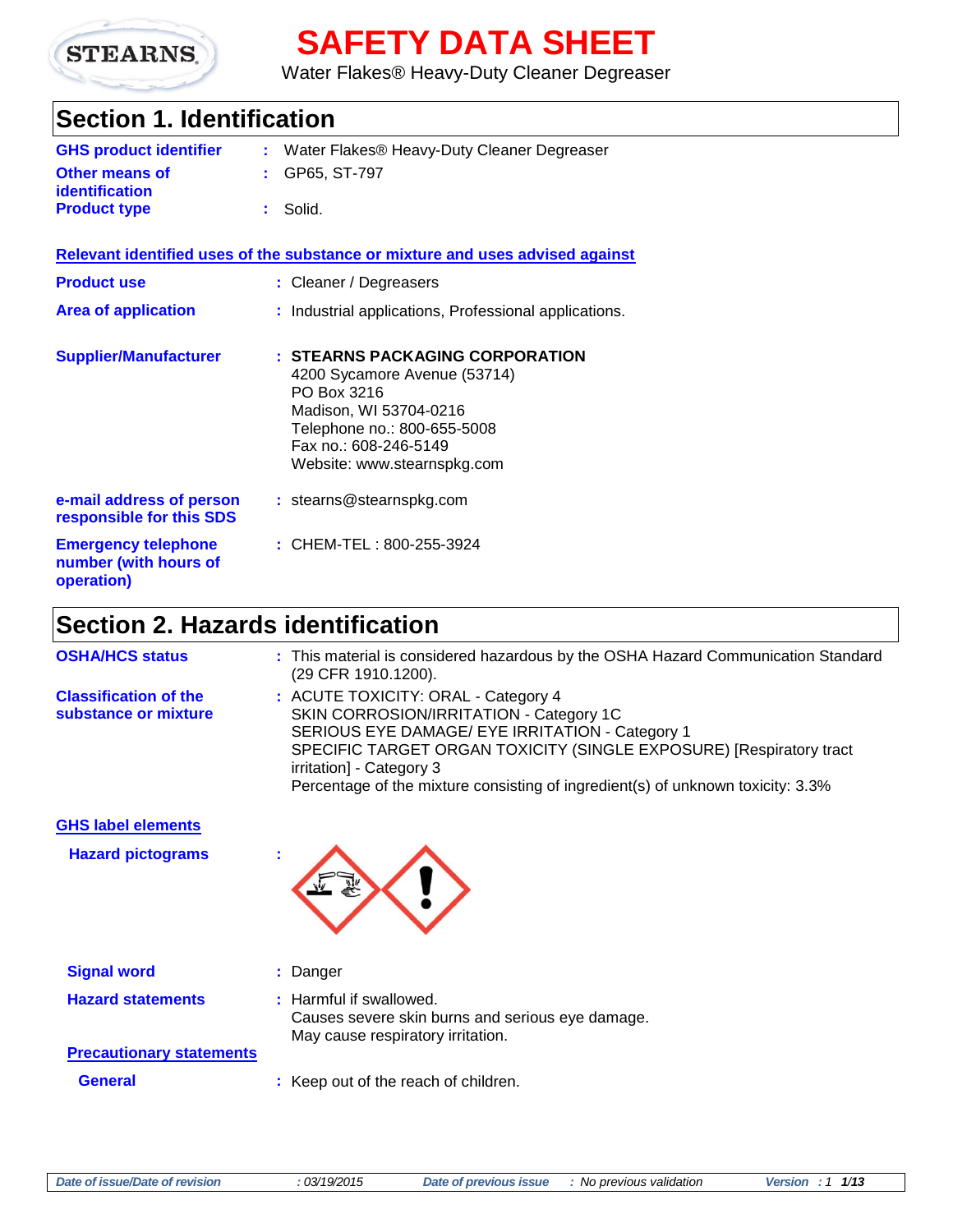# SAFETY DATA SHEET

Water Flakes® Heavy-Duty Cleaner Degreaser

## Section 1. Identification

**GHS product identifier** : Water Flakes® Heavy-Duty Cleaner Degreaser

**Other means of identification** : GP65, ST-797

**Product type** : Solid.

**Relevant identified uses of the substance or mixture and uses advised against**

**Product use** : Cleaner / Degreasers

**Area of application** : Industrial applications, Professional applications.

**Supplier/Manufacturer** : **STEARNS PACKAGING CORPORATION**
4200 Sycamore Avenue (53714)
PO Box 3216
Madison, WI 53704-0216
Telephone no.: 800-655-5008
Fax no.: 608-246-5149
Website: www.stearnspkg.com

**e-mail address of person responsible for this SDS** : stearns@stearnspkg.com

**Emergency telephone number (with hours of operation)** : CHEM-TEL : 800-255-3924

## Section 2. Hazards identification

**OSHA/HCS status** : This material is considered hazardous by the OSHA Hazard Communication Standard (29 CFR 1910.1200).

**Classification of the substance or mixture** : ACUTE TOXICITY: ORAL - Category 4
SKIN CORROSION/IRRITATION - Category 1C
SERIOUS EYE DAMAGE/ EYE IRRITATION - Category 1
SPECIFIC TARGET ORGAN TOXICITY (SINGLE EXPOSURE) [Respiratory tract irritation] - Category 3
Percentage of the mixture consisting of ingredient(s) of unknown toxicity: 3.3%

**GHS label elements**

**Hazard pictograms** :

**Signal word** : Danger

**Hazard statements** : Harmful if swallowed.
Causes severe skin burns and serious eye damage.
May cause respiratory irritation.

**Precautionary statements**

**General** : Keep out of the reach of children.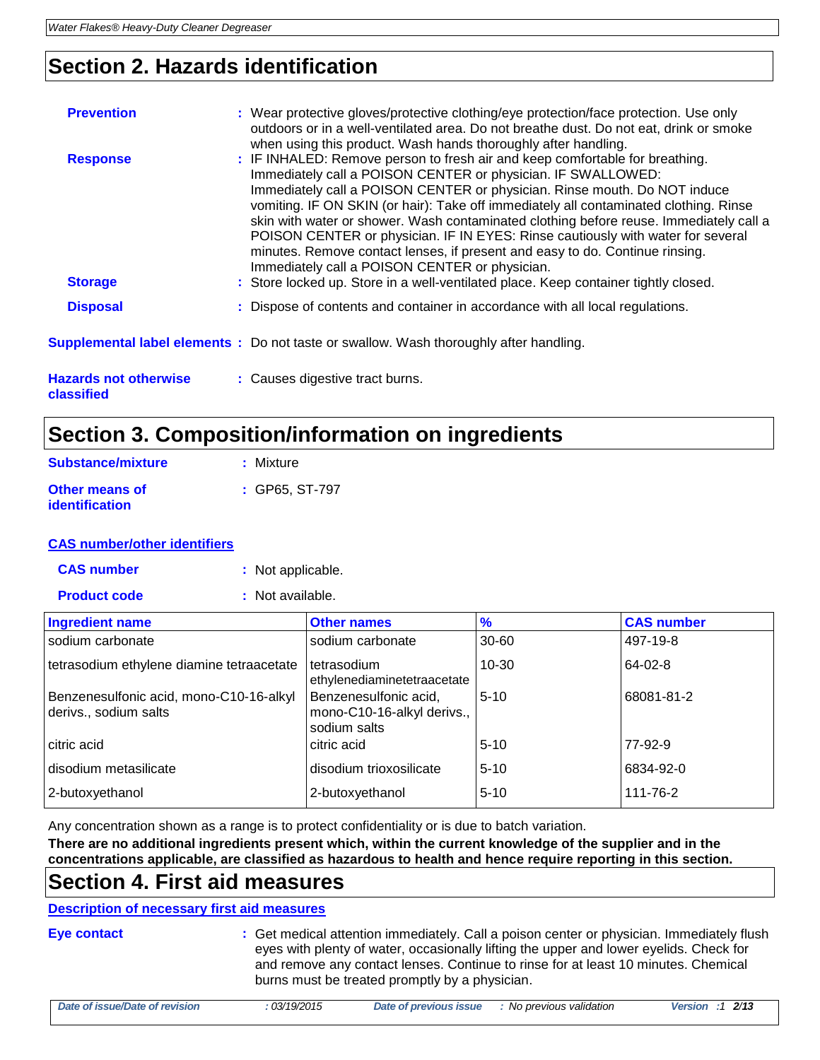## Section 2. Hazards identification

**Prevention** : Wear protective gloves/protective clothing/eye protection/face protection. Use only outdoors or in a well-ventilated area. Do not breathe dust. Do not eat, drink or smoke when using this product. Wash hands thoroughly after handling.

**Response** : IF INHALED: Remove person to fresh air and keep comfortable for breathing. Immediately call a POISON CENTER or physician. IF SWALLOWED: Immediately call a POISON CENTER or physician. Rinse mouth. Do NOT induce vomiting. IF ON SKIN (or hair): Take off immediately all contaminated clothing. Rinse skin with water or shower. Wash contaminated clothing before reuse. Immediately call a POISON CENTER or physician. IF IN EYES: Rinse cautiously with water for several minutes. Remove contact lenses, if present and easy to do. Continue rinsing. Immediately call a POISON CENTER or physician.

**Storage** : Store locked up. Store in a well-ventilated place. Keep container tightly closed.

**Disposal** : Dispose of contents and container in accordance with all local regulations.

**Supplemental label elements** : Do not taste or swallow. Wash thoroughly after handling.

**Hazards not otherwise classified** : Causes digestive tract burns.

## Section 3. Composition/information on ingredients

**Substance/mixture** : Mixture

**Other means of identification** : GP65, ST-797

**CAS number/other identifiers**

**CAS number** : Not applicable.

**Product code** : Not available.

| Ingredient name | Other names | % | CAS number |
|---|---|---|---|
| sodium carbonate | sodium carbonate | 30-60 | 497-19-8 |
| tetrasodium ethylene diamine tetraacetate | tetrasodium ethylenediaminetetraacetate | 10-30 | 64-02-8 |
| Benzenesulfonic acid, mono-C10-16-alkyl derivs., sodium salts | Benzenesulfonic acid, mono-C10-16-alkyl derivs., sodium salts | 5-10 | 68081-81-2 |
| citric acid | citric acid | 5-10 | 77-92-9 |
| disodium metasilicate | disodium trioxosilicate | 5-10 | 6834-92-0 |
| 2-butoxyethanol | 2-butoxyethanol | 5-10 | 111-76-2 |

Any concentration shown as a range is to protect confidentiality or is due to batch variation.

**There are no additional ingredients present which, within the current knowledge of the supplier and in the concentrations applicable, are classified as hazardous to health and hence require reporting in this section.**

## Section 4. First aid measures

**Description of necessary first aid measures**

**Eye contact** : Get medical attention immediately. Call a poison center or physician. Immediately flush eyes with plenty of water, occasionally lifting the upper and lower eyelids. Check for and remove any contact lenses. Continue to rinse for at least 10 minutes. Chemical burns must be treated promptly by a physician.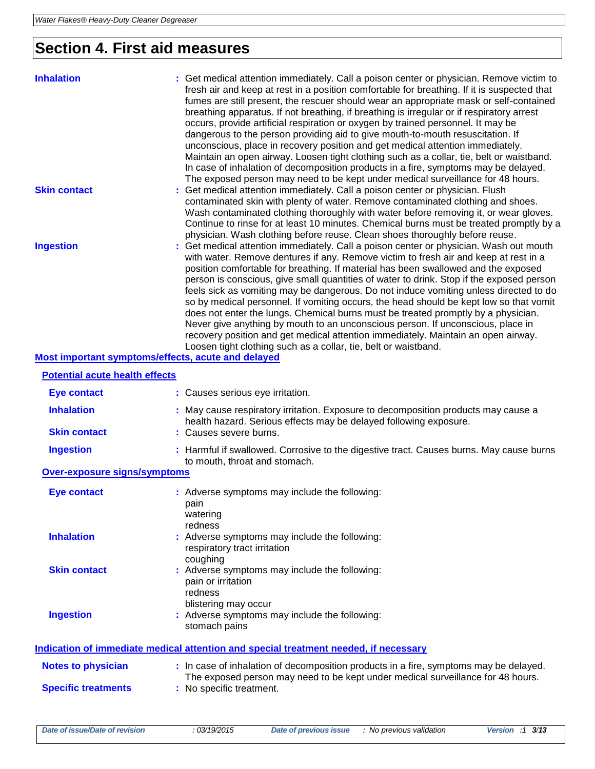# Section 4. First aid measures

**Inhalation** : Get medical attention immediately. Call a poison center or physician. Remove victim to fresh air and keep at rest in a position comfortable for breathing. If it is suspected that fumes are still present, the rescuer should wear an appropriate mask or self-contained breathing apparatus. If not breathing, if breathing is irregular or if respiratory arrest occurs, provide artificial respiration or oxygen by trained personnel. It may be dangerous to the person providing aid to give mouth-to-mouth resuscitation. If unconscious, place in recovery position and get medical attention immediately. Maintain an open airway. Loosen tight clothing such as a collar, tie, belt or waistband. In case of inhalation of decomposition products in a fire, symptoms may be delayed. The exposed person may need to be kept under medical surveillance for 48 hours.

**Skin contact** : Get medical attention immediately. Call a poison center or physician. Flush contaminated skin with plenty of water. Remove contaminated clothing and shoes. Wash contaminated clothing thoroughly with water before removing it, or wear gloves. Continue to rinse for at least 10 minutes. Chemical burns must be treated promptly by a physician. Wash clothing before reuse. Clean shoes thoroughly before reuse.

**Ingestion** : Get medical attention immediately. Call a poison center or physician. Wash out mouth with water. Remove dentures if any. Remove victim to fresh air and keep at rest in a position comfortable for breathing. If material has been swallowed and the exposed person is conscious, give small quantities of water to drink. Stop if the exposed person feels sick as vomiting may be dangerous. Do not induce vomiting unless directed to do so by medical personnel. If vomiting occurs, the head should be kept low so that vomit does not enter the lungs. Chemical burns must be treated promptly by a physician. Never give anything by mouth to an unconscious person. If unconscious, place in recovery position and get medical attention immediately. Maintain an open airway. Loosen tight clothing such as a collar, tie, belt or waistband.

## Most important symptoms/effects, acute and delayed

### Potential acute health effects

**Eye contact** : Causes serious eye irritation.

**Inhalation** : May cause respiratory irritation. Exposure to decomposition products may cause a health hazard. Serious effects may be delayed following exposure.

**Skin contact** : Causes severe burns.

**Ingestion** : Harmful if swallowed. Corrosive to the digestive tract. Causes burns. May cause burns to mouth, throat and stomach.

### Over-exposure signs/symptoms

**Eye contact** : Adverse symptoms may include the following:
pain
watering
redness

**Inhalation** : Adverse symptoms may include the following:
respiratory tract irritation
coughing

**Skin contact** : Adverse symptoms may include the following:
pain or irritation
redness
blistering may occur

**Ingestion** : Adverse symptoms may include the following:
stomach pains

## Indication of immediate medical attention and special treatment needed, if necessary

**Notes to physician** : In case of inhalation of decomposition products in a fire, symptoms may be delayed. The exposed person may need to be kept under medical surveillance for 48 hours.

**Specific treatments** : No specific treatment.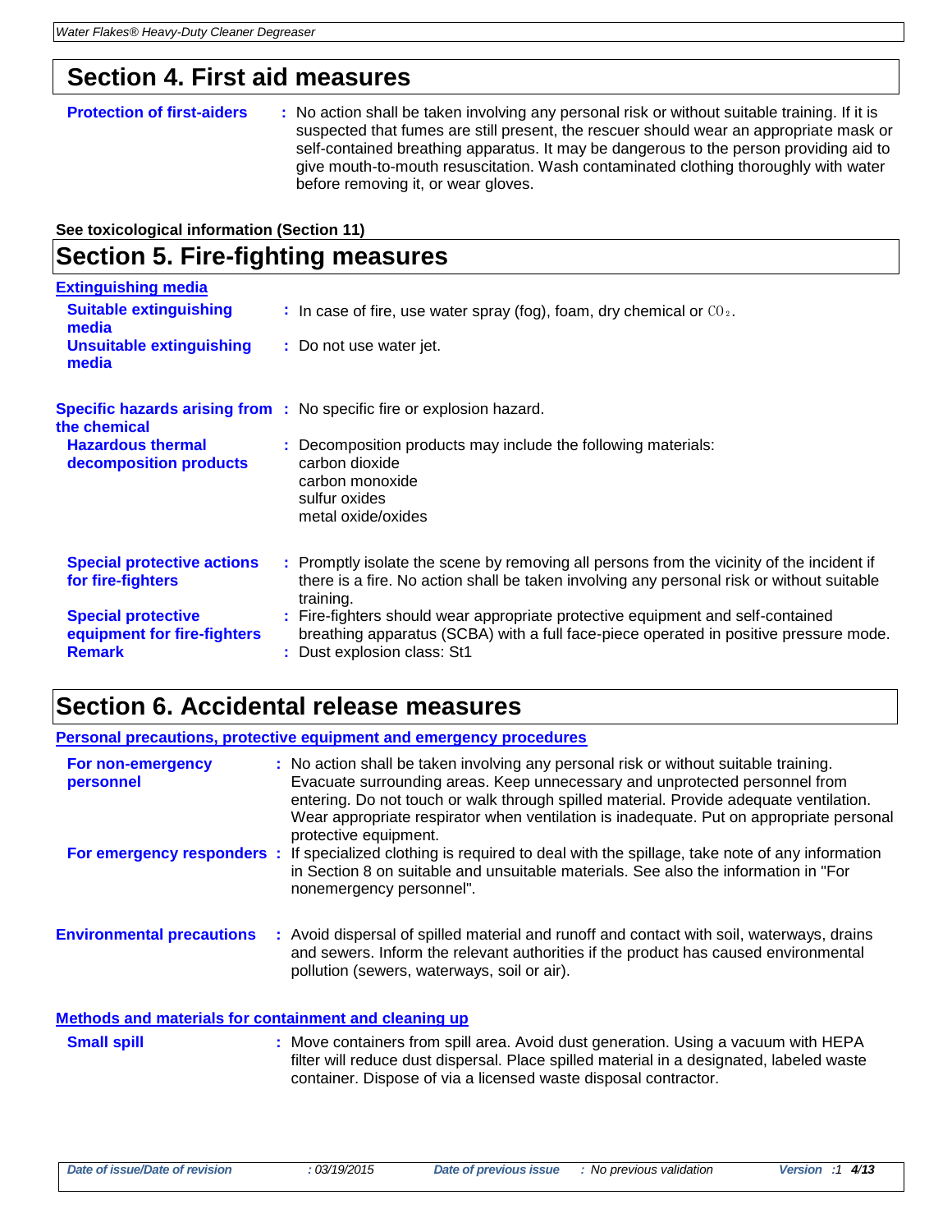## Section 4. First aid measures

**Protection of first-aiders** : No action shall be taken involving any personal risk or without suitable training. If it is suspected that fumes are still present, the rescuer should wear an appropriate mask or self-contained breathing apparatus. It may be dangerous to the person providing aid to give mouth-to-mouth resuscitation. Wash contaminated clothing thoroughly with water before removing it, or wear gloves.

**See toxicological information (Section 11)**

## Section 5. Fire-fighting measures

### Extinguishing media

**Suitable extinguishing media** : In case of fire, use water spray (fog), foam, dry chemical or $CO_2$.

**Unsuitable extinguishing media** : Do not use water jet.

**Specific hazards arising from the chemical** : No specific fire or explosion hazard.

**Hazardous thermal decomposition products** : Decomposition products may include the following materials:
carbon dioxide
carbon monoxide
sulfur oxides
metal oxide/oxides

**Special protective actions for fire-fighters** : Promptly isolate the scene by removing all persons from the vicinity of the incident if there is a fire. No action shall be taken involving any personal risk or without suitable training.

**Special protective equipment for fire-fighters** : Fire-fighters should wear appropriate protective equipment and self-contained breathing apparatus (SCBA) with a full face-piece operated in positive pressure mode.

**Remark** : Dust explosion class: St1

## Section 6. Accidental release measures

### Personal precautions, protective equipment and emergency procedures

**For non-emergency personnel** : No action shall be taken involving any personal risk or without suitable training. Evacuate surrounding areas. Keep unnecessary and unprotected personnel from entering. Do not touch or walk through spilled material. Provide adequate ventilation. Wear appropriate respirator when ventilation is inadequate. Put on appropriate personal protective equipment.

**For emergency responders** : If specialized clothing is required to deal with the spillage, take note of any information in Section 8 on suitable and unsuitable materials. See also the information in "For nonemergency personnel".

**Environmental precautions** : Avoid dispersal of spilled material and runoff and contact with soil, waterways, drains and sewers. Inform the relevant authorities if the product has caused environmental pollution (sewers, waterways, soil or air).

### Methods and materials for containment and cleaning up

**Small spill** : Move containers from spill area. Avoid dust generation. Using a vacuum with HEPA filter will reduce dust dispersal. Place spilled material in a designated, labeled waste container. Dispose of via a licensed waste disposal contractor.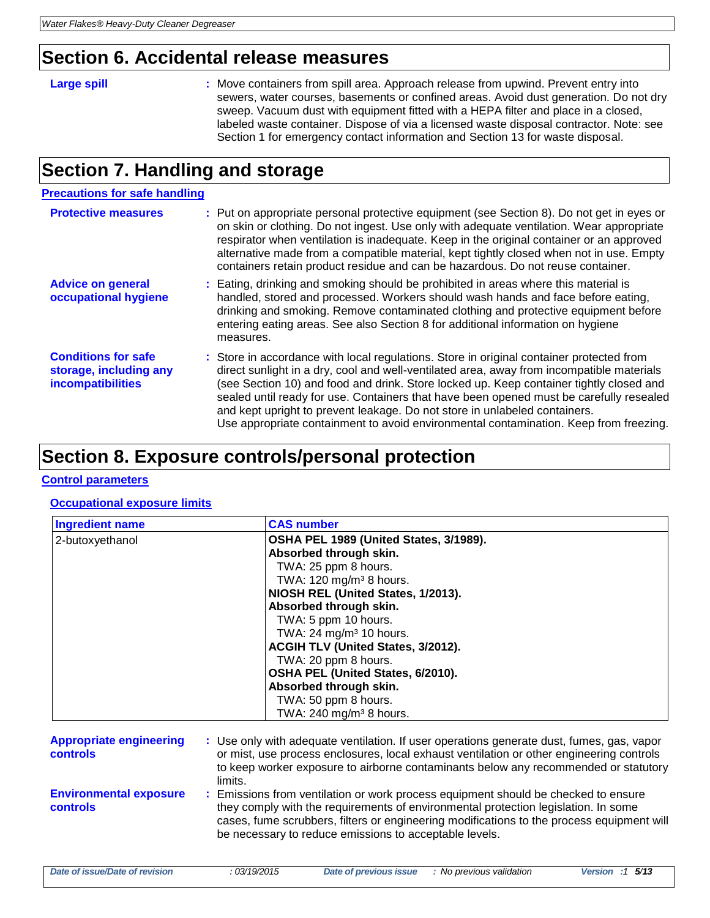## Section 6. Accidental release measures

**Large spill** : Move containers from spill area. Approach release from upwind. Prevent entry into sewers, water courses, basements or confined areas. Avoid dust generation. Do not dry sweep. Vacuum dust with equipment fitted with a HEPA filter and place in a closed, labeled waste container. Dispose of via a licensed waste disposal contractor. Note: see Section 1 for emergency contact information and Section 13 for waste disposal.

## Section 7. Handling and storage

### Precautions for safe handling

**Protective measures** : Put on appropriate personal protective equipment (see Section 8). Do not get in eyes or on skin or clothing. Do not ingest. Use only with adequate ventilation. Wear appropriate respirator when ventilation is inadequate. Keep in the original container or an approved alternative made from a compatible material, kept tightly closed when not in use. Empty containers retain product residue and can be hazardous. Do not reuse container.

**Advice on general occupational hygiene** : Eating, drinking and smoking should be prohibited in areas where this material is handled, stored and processed. Workers should wash hands and face before eating, drinking and smoking. Remove contaminated clothing and protective equipment before entering eating areas. See also Section 8 for additional information on hygiene measures.

**Conditions for safe storage, including any incompatibilities** : Store in accordance with local regulations. Store in original container protected from direct sunlight in a dry, cool and well-ventilated area, away from incompatible materials (see Section 10) and food and drink. Store locked up. Keep container tightly closed and sealed until ready for use. Containers that have been opened must be carefully resealed and kept upright to prevent leakage. Do not store in unlabeled containers.
Use appropriate containment to avoid environmental contamination. Keep from freezing.

## Section 8. Exposure controls/personal protection

### Control parameters

#### Occupational exposure limits

| Ingredient name | CAS number |
| --- | --- |
| 2-butoxyethanol | **OSHA PEL 1989 (United States, 3/1989).**<br>**Absorbed through skin.**<br>TWA: 25 ppm 8 hours.<br>TWA: 120 mg/m³ 8 hours.<br>**NIOSH REL (United States, 1/2013).**<br>**Absorbed through skin.**<br>TWA: 5 ppm 10 hours.<br>TWA: 24 mg/m³ 10 hours.<br>**ACGIH TLV (United States, 3/2012).**<br>TWA: 20 ppm 8 hours.<br>**OSHA PEL (United States, 6/2010).**<br>**Absorbed through skin.**<br>TWA: 50 ppm 8 hours.<br>TWA: 240 mg/m³ 8 hours. |

**Appropriate engineering controls** : Use only with adequate ventilation. If user operations generate dust, fumes, gas, vapor or mist, use process enclosures, local exhaust ventilation or other engineering controls to keep worker exposure to airborne contaminants below any recommended or statutory limits.

**Environmental exposure controls** : Emissions from ventilation or work process equipment should be checked to ensure they comply with the requirements of environmental protection legislation. In some cases, fume scrubbers, filters or engineering modifications to the process equipment will be necessary to reduce emissions to acceptable levels.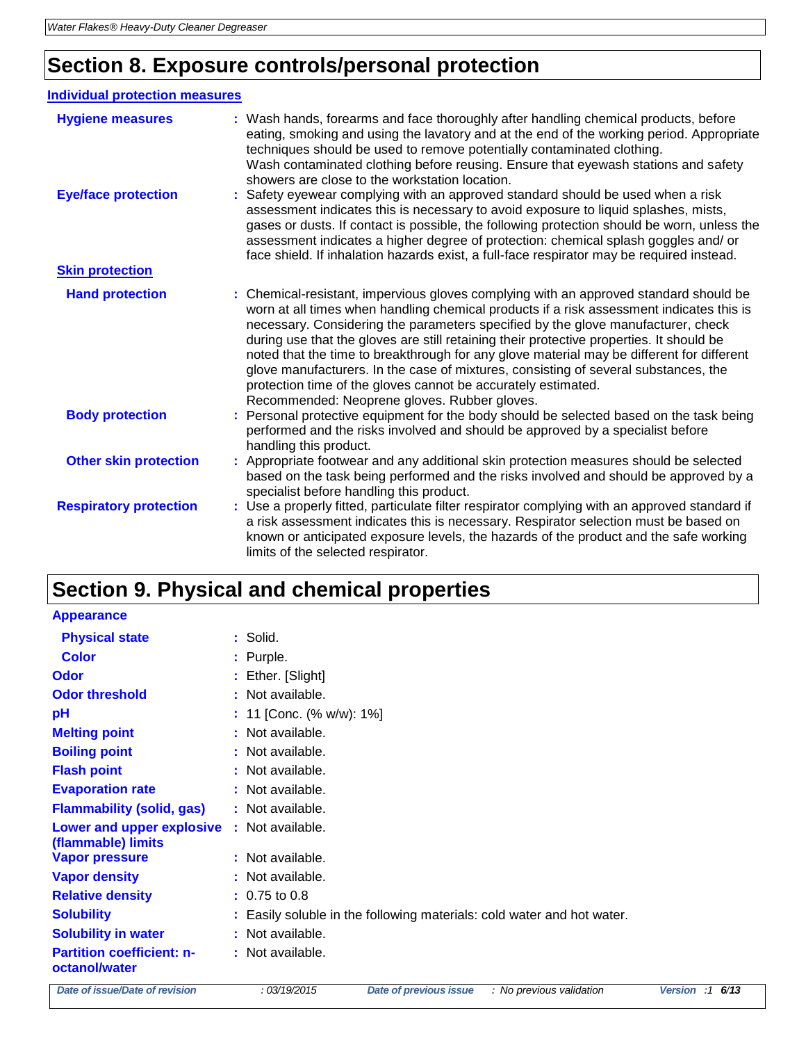# Section 8. Exposure controls/personal protection

## Individual protection measures

**Hygiene measures** : Wash hands, forearms and face thoroughly after handling chemical products, before eating, smoking and using the lavatory and at the end of the working period. Appropriate techniques should be used to remove potentially contaminated clothing. Wash contaminated clothing before reusing. Ensure that eyewash stations and safety showers are close to the workstation location.

**Eye/face protection** : Safety eyewear complying with an approved standard should be used when a risk assessment indicates this is necessary to avoid exposure to liquid splashes, mists, gases or dusts. If contact is possible, the following protection should be worn, unless the assessment indicates a higher degree of protection: chemical splash goggles and/ or face shield. If inhalation hazards exist, a full-face respirator may be required instead.

### Skin protection

**Hand protection** : Chemical-resistant, impervious gloves complying with an approved standard should be worn at all times when handling chemical products if a risk assessment indicates this is necessary. Considering the parameters specified by the glove manufacturer, check during use that the gloves are still retaining their protective properties. It should be noted that the time to breakthrough for any glove material may be different for different glove manufacturers. In the case of mixtures, consisting of several substances, the protection time of the gloves cannot be accurately estimated.
Recommended: Neoprene gloves. Rubber gloves.

**Body protection** : Personal protective equipment for the body should be selected based on the task being performed and the risks involved and should be approved by a specialist before handling this product.

**Other skin protection** : Appropriate footwear and any additional skin protection measures should be selected based on the task being performed and the risks involved and should be approved by a specialist before handling this product.

**Respiratory protection** : Use a properly fitted, particulate filter respirator complying with an approved standard if a risk assessment indicates this is necessary. Respirator selection must be based on known or anticipated exposure levels, the hazards of the product and the safe working limits of the selected respirator.

# Section 9. Physical and chemical properties

**Appearance**

**Physical state** : Solid.

**Color** : Purple.

**Odor** : Ether. [Slight]

**Odor threshold** : Not available.

**pH** : 11 [Conc. (% w/w): 1%]

**Melting point** : Not available.

**Boiling point** : Not available.

**Flash point** : Not available.

**Evaporation rate** : Not available.

**Flammability (solid, gas)** : Not available.

**Lower and upper explosive (flammable) limits** : Not available.

**Vapor pressure** : Not available.

**Vapor density** : Not available.

**Relative density** : 0.75 to 0.8

**Solubility** : Easily soluble in the following materials: cold water and hot water.

**Solubility in water** : Not available.

**Partition coefficient: n-octanol/water** : Not available.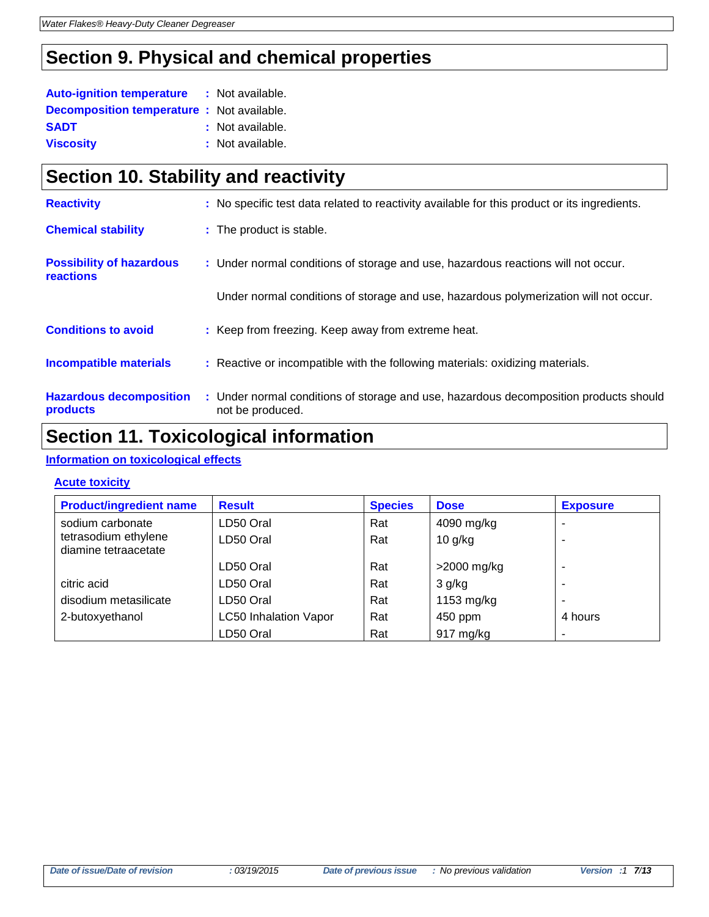## Section 9. Physical and chemical properties

**Auto-ignition temperature** : Not available.
**Decomposition temperature** : Not available.
**SADT** : Not available.
**Viscosity** : Not available.

## Section 10. Stability and reactivity

**Reactivity** : No specific test data related to reactivity available for this product or its ingredients.

**Chemical stability** : The product is stable.

**Possibility of hazardous reactions** : Under normal conditions of storage and use, hazardous reactions will not occur.

Under normal conditions of storage and use, hazardous polymerization will not occur.

**Conditions to avoid** : Keep from freezing. Keep away from extreme heat.

**Incompatible materials** : Reactive or incompatible with the following materials: oxidizing materials.

**Hazardous decomposition products** : Under normal conditions of storage and use, hazardous decomposition products should not be produced.

## Section 11. Toxicological information

### Information on toxicological effects

#### Acute toxicity

| Product/ingredient name | Result | Species | Dose | Exposure |
|---|---|---|---|---|
| sodium carbonate | LD50 Oral | Rat | 4090 mg/kg | - |
| tetrasodium ethylene diamine tetraacetate | LD50 Oral | Rat | 10 g/kg | - |
| | LD50 Oral | Rat | >2000 mg/kg | - |
| citric acid | LD50 Oral | Rat | 3 g/kg | - |
| disodium metasilicate | LD50 Oral | Rat | 1153 mg/kg | - |
| 2-butoxyethanol | LC50 Inhalation Vapor | Rat | 450 ppm | 4 hours |
| | LD50 Oral | Rat | 917 mg/kg | - |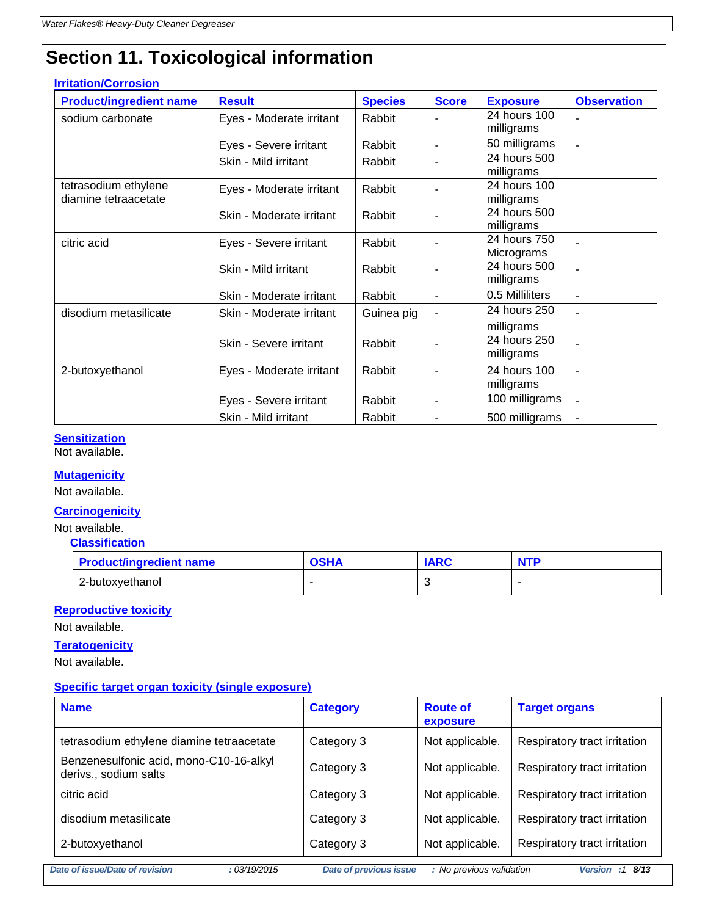# Section 11. Toxicological information

### Irritation/Corrosion

| Product/ingredient name | Result | Species | Score | Exposure | Observation |
|---|---|---|---|---|---|
| sodium carbonate | Eyes - Moderate irritant | Rabbit | - | 24 hours 100 milligrams | - |
| | Eyes - Severe irritant | Rabbit | - | 50 milligrams | - |
| | Skin - Mild irritant | Rabbit | - | 24 hours 500 milligrams | |
| tetrasodium ethylene diamine tetraacetate | Eyes - Moderate irritant | Rabbit | - | 24 hours 100 milligrams | |
| | Skin - Moderate irritant | Rabbit | - | 24 hours 500 milligrams | |
| citric acid | Eyes - Severe irritant | Rabbit | - | 24 hours 750 Micrograms | - |
| | Skin - Mild irritant | Rabbit | - | 24 hours 500 milligrams | - |
| | Skin - Moderate irritant | Rabbit | - | 0.5 Milliliters | - |
| disodium metasilicate | Skin - Moderate irritant | Guinea pig | - | 24 hours 250 milligrams | - |
| | Skin - Severe irritant | Rabbit | - | 24 hours 250 milligrams | - |
| 2-butoxyethanol | Eyes - Moderate irritant | Rabbit | - | 24 hours 100 milligrams | - |
| | Eyes - Severe irritant | Rabbit | - | 100 milligrams | - |
| | Skin - Mild irritant | Rabbit | - | 500 milligrams | - |

### Sensitization

Not available.

### Mutagenicity

Not available.

### Carcinogenicity

Not available.

#### Classification

| Product/ingredient name | OSHA | IARC | NTP |
|---|---|---|---|
| 2-butoxyethanol | - | 3 | - |

### Reproductive toxicity

Not available.

### Teratogenicity

Not available.

### Specific target organ toxicity (single exposure)

| Name | Category | Route of exposure | Target organs |
|---|---|---|---|
| tetrasodium ethylene diamine tetraacetate | Category 3 | Not applicable. | Respiratory tract irritation |
| Benzenesulfonic acid, mono-C10-16-alkyl derivs., sodium salts | Category 3 | Not applicable. | Respiratory tract irritation |
| citric acid | Category 3 | Not applicable. | Respiratory tract irritation |
| disodium metasilicate | Category 3 | Not applicable. | Respiratory tract irritation |
| 2-butoxyethanol | Category 3 | Not applicable. | Respiratory tract irritation |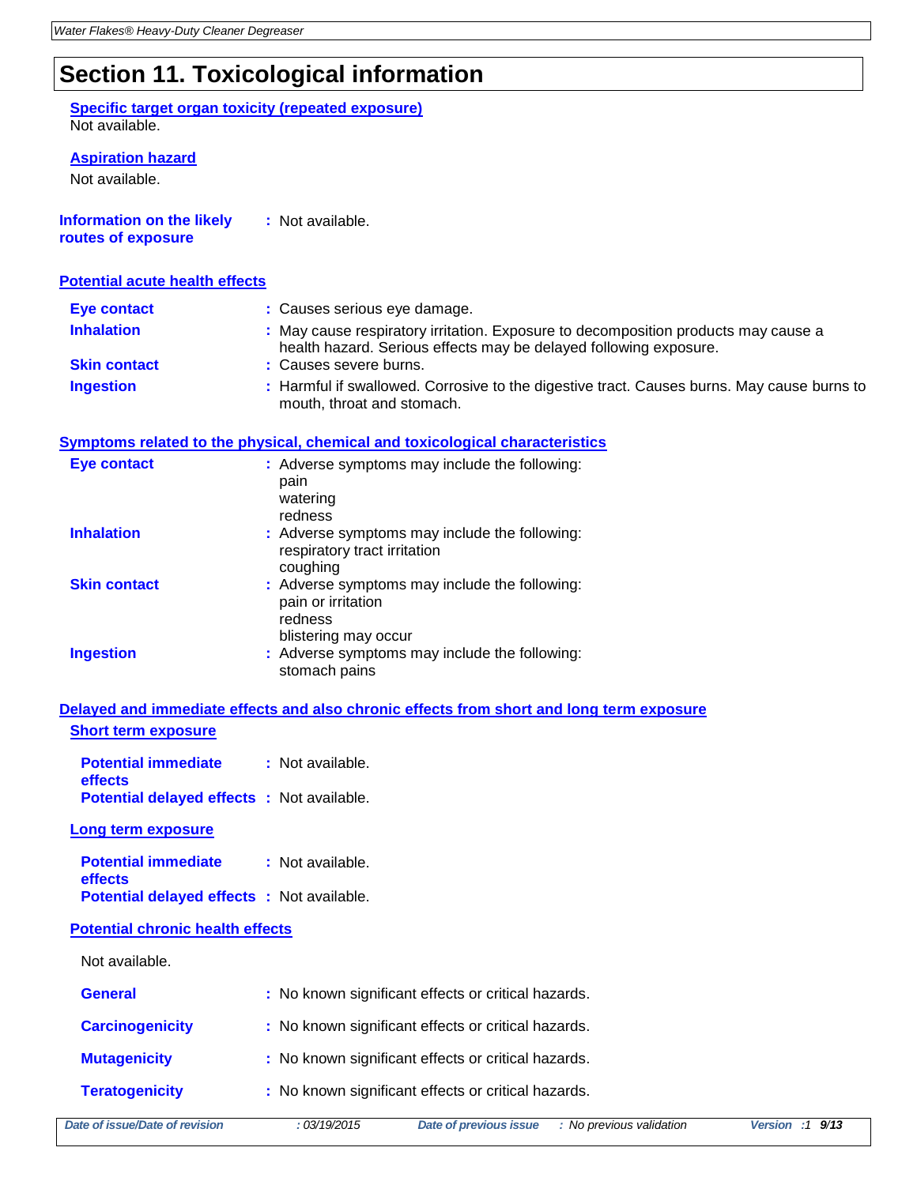# Section 11. Toxicological information

### Specific target organ toxicity (repeated exposure)

Not available.

### Aspiration hazard

Not available.

**Information on the likely routes of exposure** : Not available.

## Potential acute health effects

**Eye contact** : Causes serious eye damage.

**Inhalation** : May cause respiratory irritation. Exposure to decomposition products may cause a health hazard. Serious effects may be delayed following exposure.

**Skin contact** : Causes severe burns.

**Ingestion** : Harmful if swallowed. Corrosive to the digestive tract. Causes burns. May cause burns to mouth, throat and stomach.

## Symptoms related to the physical, chemical and toxicological characteristics

**Eye contact** : Adverse symptoms may include the following:
pain
watering
redness

**Inhalation** : Adverse symptoms may include the following:
respiratory tract irritation
coughing

**Skin contact** : Adverse symptoms may include the following:
pain or irritation
redness
blistering may occur

**Ingestion** : Adverse symptoms may include the following:
stomach pains

## Delayed and immediate effects and also chronic effects from short and long term exposure

### Short term exposure

**Potential immediate effects** : Not available.

**Potential delayed effects** : Not available.

### Long term exposure

**Potential immediate effects** : Not available.

**Potential delayed effects** : Not available.

### Potential chronic health effects

Not available.

**General** : No known significant effects or critical hazards.

**Carcinogenicity** : No known significant effects or critical hazards.

**Mutagenicity** : No known significant effects or critical hazards.

**Teratogenicity** : No known significant effects or critical hazards.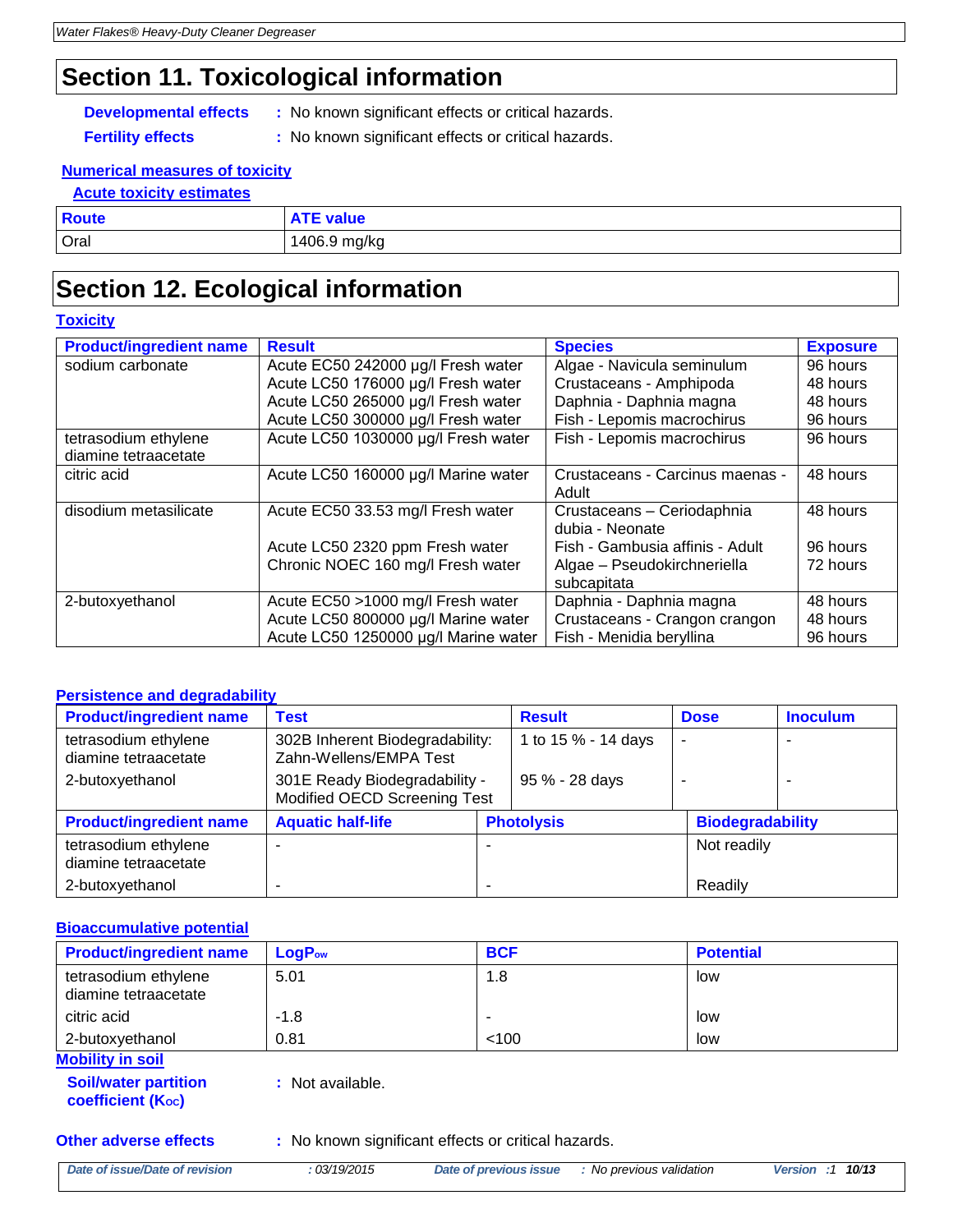# Section 11. Toxicological information

**Developmental effects** : No known significant effects or critical hazards.

**Fertility effects** : No known significant effects or critical hazards.

**Numerical measures of toxicity**

**Acute toxicity estimates**

| Route | ATE value |
|---|---|
| Oral | 1406.9 mg/kg |

# Section 12. Ecological information

**Toxicity**

| Product/ingredient name | Result | Species | Exposure |
|---|---|---|---|
| sodium carbonate | Acute EC50 242000 µg/l Fresh water | Algae - Navicula seminulum | 96 hours |
| | Acute LC50 176000 µg/l Fresh water | Crustaceans - Amphipoda | 48 hours |
| | Acute LC50 265000 µg/l Fresh water | Daphnia - Daphnia magna | 48 hours |
| | Acute LC50 300000 µg/l Fresh water | Fish - Lepomis macrochirus | 96 hours |
| tetrasodium ethylene diamine tetraacetate | Acute LC50 1030000 µg/l Fresh water | Fish - Lepomis macrochirus | 96 hours |
| citric acid | Acute LC50 160000 µg/l Marine water | Crustaceans - Carcinus maenas - Adult | 48 hours |
| disodium metasilicate | Acute EC50 33.53 mg/l Fresh water | Crustaceans – Ceriodaphnia dubia - Neonate | 48 hours |
| | Acute LC50 2320 ppm Fresh water | Fish - Gambusia affinis - Adult | 96 hours |
| | Chronic NOEC 160 mg/l Fresh water | Algae – Pseudokirchneriella subcapitata | 72 hours |
| 2-butoxyethanol | Acute EC50 >1000 mg/l Fresh water | Daphnia - Daphnia magna | 48 hours |
| | Acute LC50 800000 µg/l Marine water | Crustaceans - Crangon crangon | 48 hours |
| | Acute LC50 1250000 µg/l Marine water | Fish - Menidia beryllina | 96 hours |

**Persistence and degradability**

| Product/ingredient name | Test | Result | Dose | Inoculum |
|---|---|---|---|---|
| tetrasodium ethylene diamine tetraacetate | 302B Inherent Biodegradability: Zahn-Wellens/EMPA Test | 1 to 15 % - 14 days | - | - |
| 2-butoxyethanol | 301E Ready Biodegradability - Modified OECD Screening Test | 95 % - 28 days | - | - |

| Product/ingredient name | Aquatic half-life | Photolysis | Biodegradability |
|---|---|---|---|
| tetrasodium ethylene diamine tetraacetate | - | - | Not readily |
| 2-butoxyethanol | - | - | Readily |

**Bioaccumulative potential**

| Product/ingredient name | $LogP_{ow}$ | BCF | Potential |
|---|---|---|---|
| tetrasodium ethylene diamine tetraacetate | 5.01 | 1.8 | low |
| citric acid | -1.8 | - | low |
| 2-butoxyethanol | 0.81 | <100 | low |

**Mobility in soil**

**Soil/water partition coefficient ($K_{OC}$)** : Not available.

**Other adverse effects** : No known significant effects or critical hazards.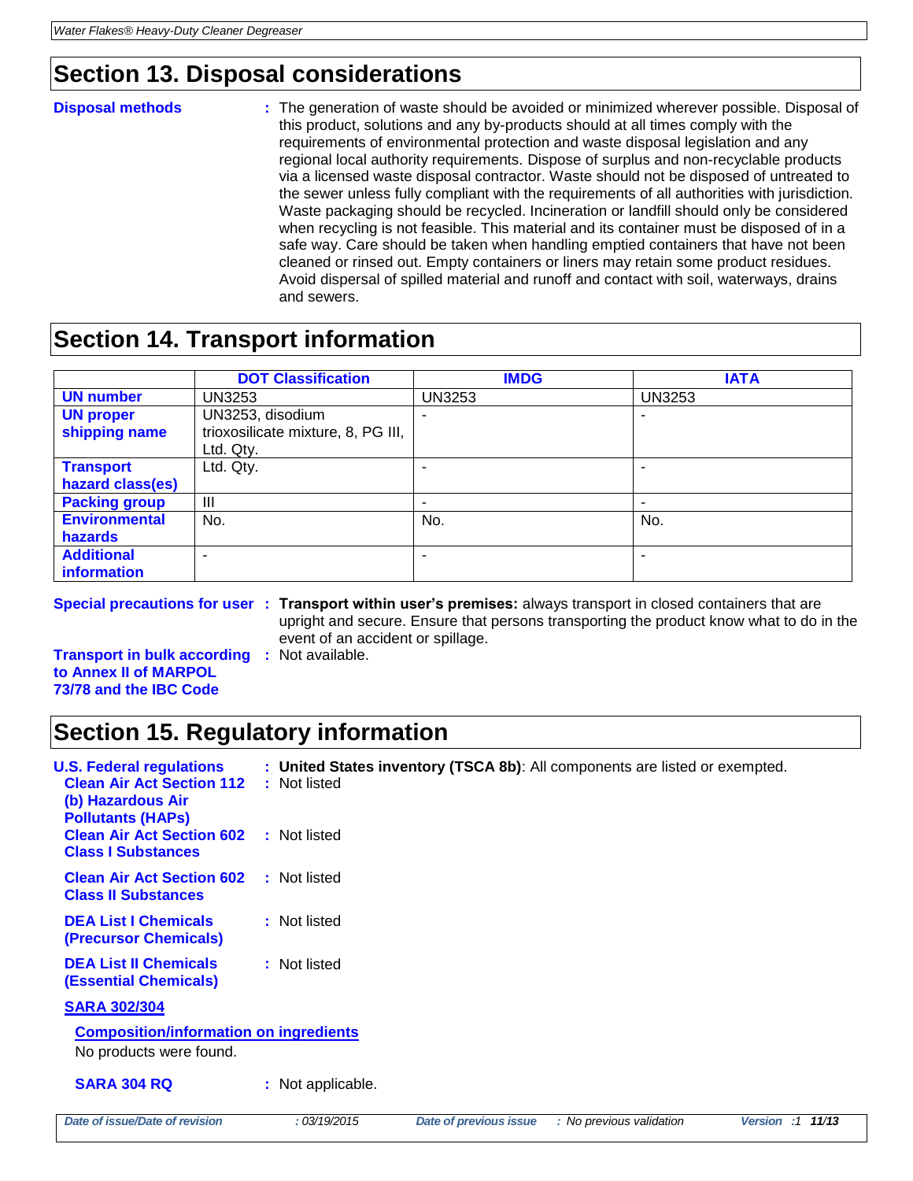## Section 13. Disposal considerations

**Disposal methods** : The generation of waste should be avoided or minimized wherever possible. Disposal of this product, solutions and any by-products should at all times comply with the requirements of environmental protection and waste disposal legislation and any regional local authority requirements. Dispose of surplus and non-recyclable products via a licensed waste disposal contractor. Waste should not be disposed of untreated to the sewer unless fully compliant with the requirements of all authorities with jurisdiction. Waste packaging should be recycled. Incineration or landfill should only be considered when recycling is not feasible. This material and its container must be disposed of in a safe way. Care should be taken when handling emptied containers that have not been cleaned or rinsed out. Empty containers or liners may retain some product residues. Avoid dispersal of spilled material and runoff and contact with soil, waterways, drains and sewers.

## Section 14. Transport information

| | DOT Classification | IMDG | IATA |
|---|---|---|---|
| **UN number** | UN3253 | UN3253 | UN3253 |
| **UN proper shipping name** | UN3253, disodium trioxosilicate mixture, 8, PG III, Ltd. Qty. | - | - |
| **Transport hazard class(es)** | Ltd. Qty. | - | - |
| **Packing group** | III | - | - |
| **Environmental hazards** | No. | No. | No. |
| **Additional information** | - | - | - |

**Special precautions for user** : **Transport within user's premises:** always transport in closed containers that are upright and secure. Ensure that persons transporting the product know what to do in the event of an accident or spillage.

**Transport in bulk according to Annex II of MARPOL 73/78 and the IBC Code** : Not available.

## Section 15. Regulatory information

**U.S. Federal regulations** : **United States inventory (TSCA 8b)**: All components are listed or exempted.

**Clean Air Act Section 112 (b) Hazardous Air Pollutants (HAPs)** : Not listed

**Clean Air Act Section 602 Class I Substances** : Not listed

**Clean Air Act Section 602 Class II Substances** : Not listed

**DEA List I Chemicals (Precursor Chemicals)** : Not listed

**DEA List II Chemicals (Essential Chemicals)** : Not listed

**SARA 302/304**

**Composition/information on ingredients**

No products were found.

**SARA 304 RQ** : Not applicable.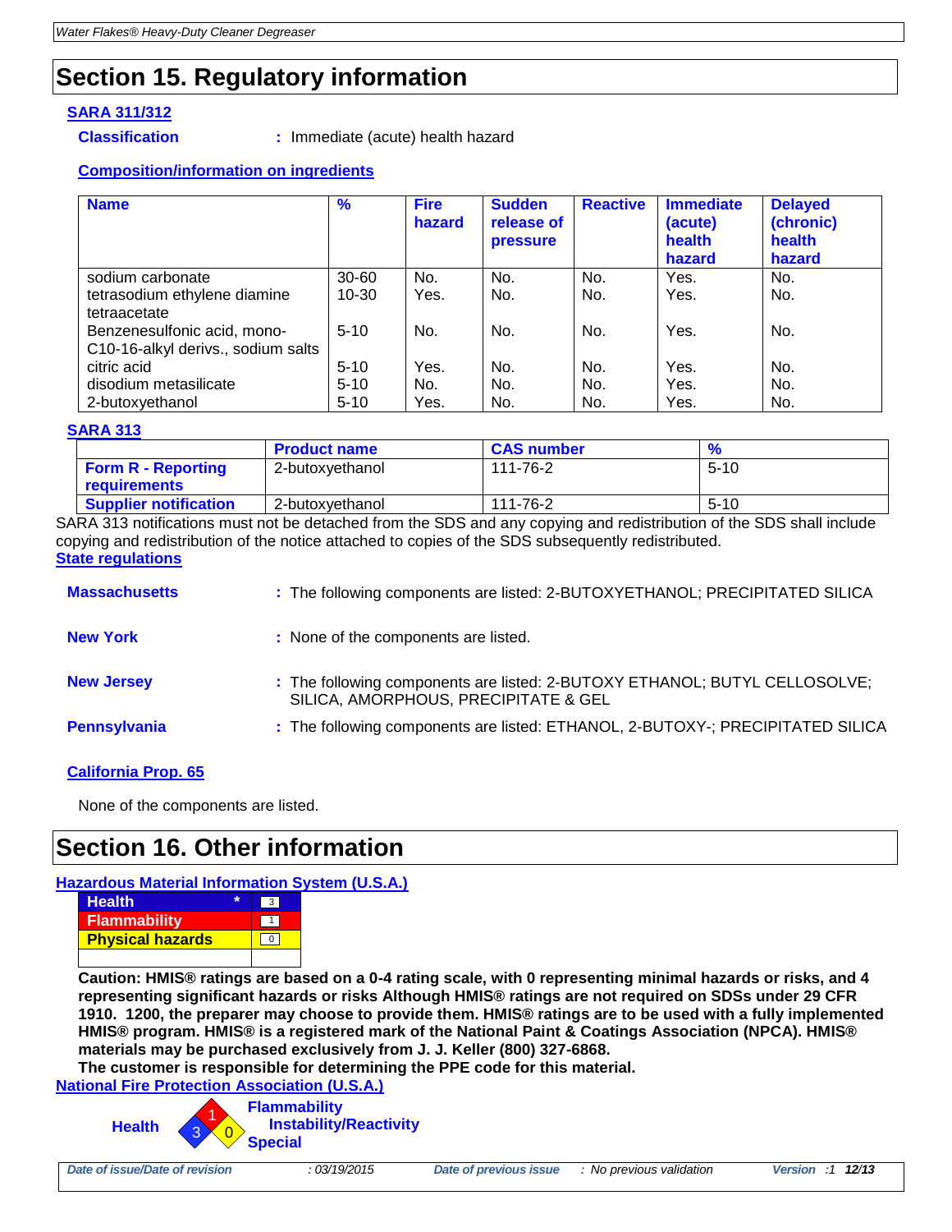## Section 15. Regulatory information

**SARA 311/312**

**Classification** : Immediate (acute) health hazard

**Composition/information on ingredients**

| Name | % | Fire hazard | Sudden release of pressure | Reactive | Immediate (acute) health hazard | Delayed (chronic) health hazard |
|---|---|---|---|---|---|---|
| sodium carbonate | 30-60 | No. | No. | No. | Yes. | No. |
| tetrasodium ethylene diamine tetraacetate | 10-30 | Yes. | No. | No. | Yes. | No. |
| Benzenesulfonic acid, mono-C10-16-alkyl derivs., sodium salts | 5-10 | No. | No. | No. | Yes. | No. |
| citric acid | 5-10 | Yes. | No. | No. | Yes. | No. |
| disodium metasilicate | 5-10 | No. | No. | No. | Yes. | No. |
| 2-butoxyethanol | 5-10 | Yes. | No. | No. | Yes. | No. |

**SARA 313**

| | Product name | CAS number | % |
|---|---|---|---|
| **Form R - Reporting requirements** | 2-butoxyethanol | 111-76-2 | 5-10 |
| **Supplier notification** | 2-butoxyethanol | 111-76-2 | 5-10 |

SARA 313 notifications must not be detached from the SDS and any copying and redistribution of the SDS shall include copying and redistribution of the notice attached to copies of the SDS subsequently redistributed.

**State regulations**

**Massachusetts** : The following components are listed: 2-BUTOXYETHANOL; PRECIPITATED SILICA

**New York** : None of the components are listed.

**New Jersey** : The following components are listed: 2-BUTOXY ETHANOL; BUTYL CELLOSOLVE; SILICA, AMORPHOUS, PRECIPITATE & GEL

**Pennsylvania** : The following components are listed: ETHANOL, 2-BUTOXY-; PRECIPITATED SILICA

**California Prop. 65**

None of the components are listed.

## Section 16. Other information

**Hazardous Material Information System (U.S.A.)**

| | |
|---|---|
| **Health** * | 3 |
| **Flammability** | 1 |
| **Physical hazards** | 0 |
| | |

**Caution: HMIS® ratings are based on a 0-4 rating scale, with 0 representing minimal hazards or risks, and 4 representing significant hazards or risks Although HMIS® ratings are not required on SDSs under 29 CFR 1910. 1200, the preparer may choose to provide them. HMIS® ratings are to be used with a fully implemented HMIS® program. HMIS® is a registered mark of the National Paint & Coatings Association (NPCA). HMIS® materials may be purchased exclusively from J. J. Keller (800) 327-6868.**
**The customer is responsible for determining the PPE code for this material.**

**National Fire Protection Association (U.S.A.)**

**Health**: 3
**Flammability**: 1
**Instability/Reactivity**: 0
**Special**:

*Date of issue/Date of revision* : 03/19/2015 *Date of previous issue* : No previous validation *Version* : 1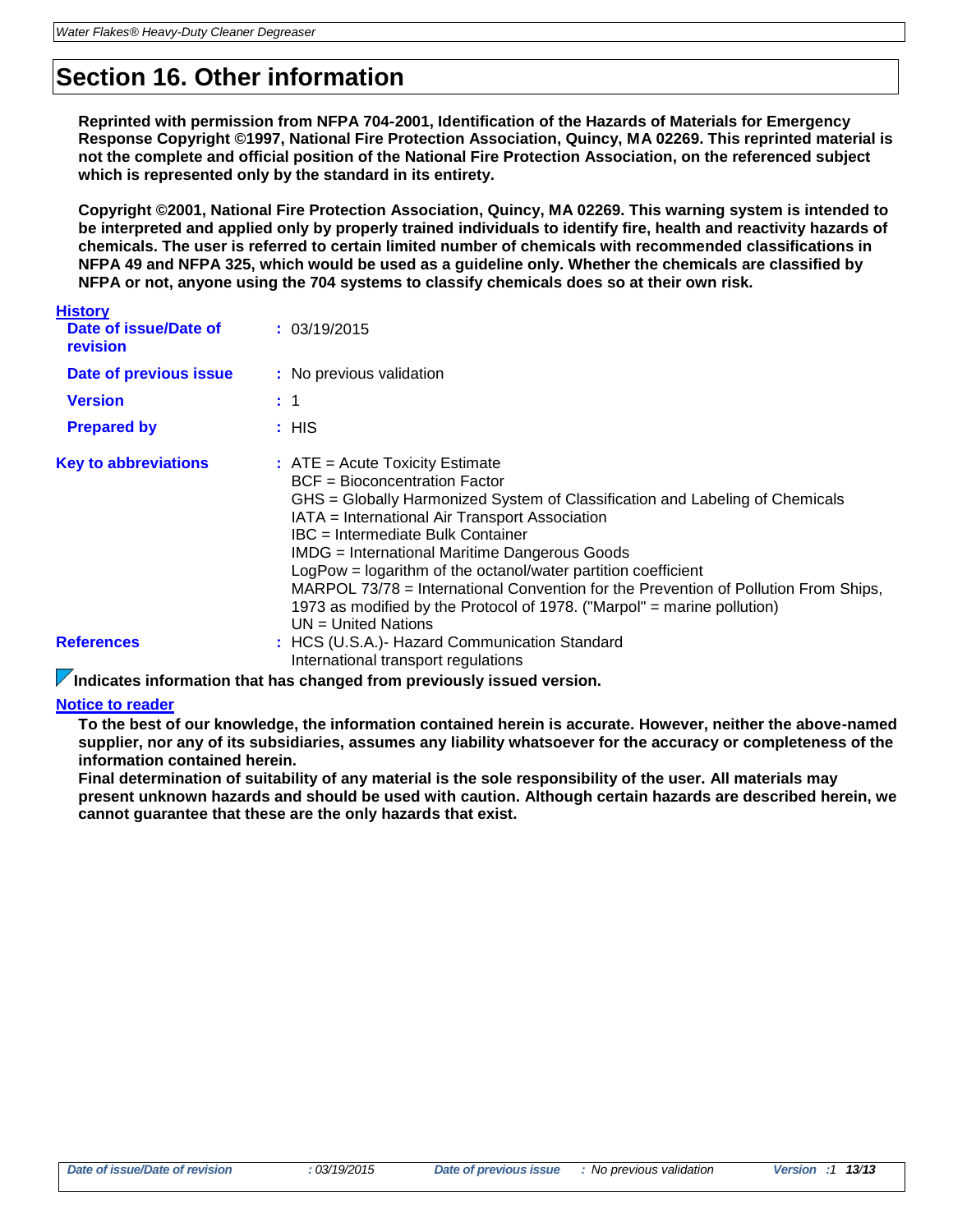## Section 16. Other information

**Reprinted with permission from NFPA 704-2001, Identification of the Hazards of Materials for Emergency Response Copyright ©1997, National Fire Protection Association, Quincy, MA 02269. This reprinted material is not the complete and official position of the National Fire Protection Association, on the referenced subject which is represented only by the standard in its entirety.**

**Copyright ©2001, National Fire Protection Association, Quincy, MA 02269. This warning system is intended to be interpreted and applied only by properly trained individuals to identify fire, health and reactivity hazards of chemicals. The user is referred to certain limited number of chemicals with recommended classifications in NFPA 49 and NFPA 325, which would be used as a guideline only. Whether the chemicals are classified by NFPA or not, anyone using the 704 systems to classify chemicals does so at their own risk.**

**History**

**Date of issue/Date of revision** : 03/19/2015

**Date of previous issue** : No previous validation

**Version** : 1

**Prepared by** : HIS

**Key to abbreviations** :
ATE = Acute Toxicity Estimate
BCF = Bioconcentration Factor
GHS = Globally Harmonized System of Classification and Labeling of Chemicals
IATA = International Air Transport Association
IBC = Intermediate Bulk Container
IMDG = International Maritime Dangerous Goods
LogPow = logarithm of the octanol/water partition coefficient
MARPOL 73/78 = International Convention for the Prevention of Pollution From Ships, 1973 as modified by the Protocol of 1978. ("Marpol" = marine pollution)
UN = United Nations

**References** :
HCS (U.S.A.)- Hazard Communication Standard
International transport regulations

**Indicates information that has changed from previously issued version.**

**Notice to reader**

**To the best of our knowledge, the information contained herein is accurate. However, neither the above-named supplier, nor any of its subsidiaries, assumes any liability whatsoever for the accuracy or completeness of the information contained herein.**
**Final determination of suitability of any material is the sole responsibility of the user. All materials may present unknown hazards and should be used with caution. Although certain hazards are described herein, we cannot guarantee that these are the only hazards that exist.**